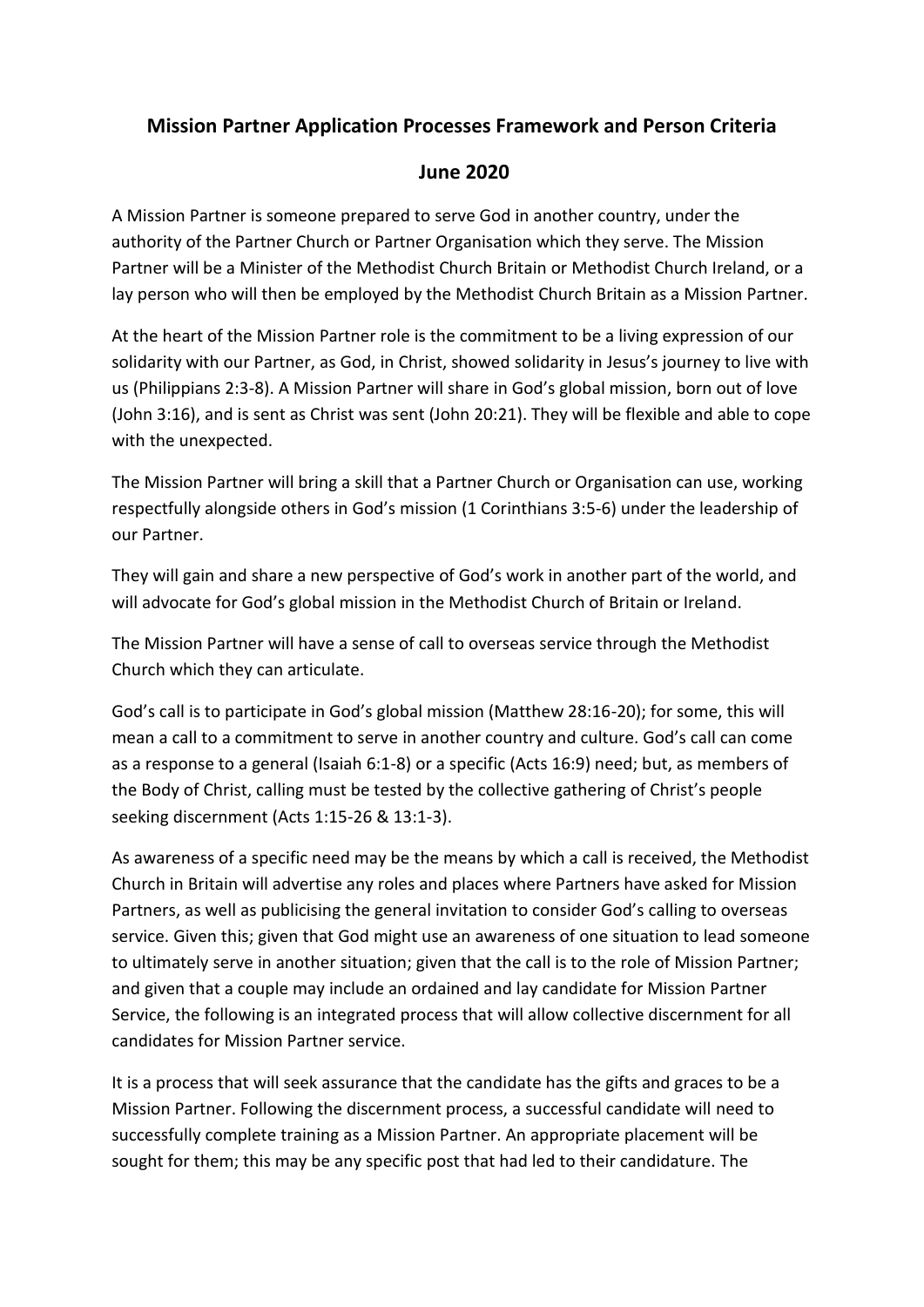# Mission Partner Application Processes Framework and Person Criteria

## June 2020

A Mission Partner is someone prepared to serve God in another country, under the authority of the Partner Church or Partner Organisation which they serve. The Mission Partner will be a Minister of the Methodist Church Britain or Methodist Church Ireland, or a lay person who will then be employed by the Methodist Church Britain as a Mission Partner.

At the heart of the Mission Partner role is the commitment to be a living expression of our solidarity with our Partner, as God, in Christ, showed solidarity in Jesus's journey to live with us (Philippians 2:3-8). A Mission Partner will share in God's global mission, born out of love (John 3:16), and is sent as Christ was sent (John 20:21). They will be flexible and able to cope with the unexpected.

The Mission Partner will bring a skill that a Partner Church or Organisation can use, working respectfully alongside others in God's mission (1 Corinthians 3:5-6) under the leadership of our Partner.

They will gain and share a new perspective of God's work in another part of the world, and will advocate for God's global mission in the Methodist Church of Britain or Ireland.

The Mission Partner will have a sense of call to overseas service through the Methodist Church which they can articulate.

God's call is to participate in God's global mission (Matthew 28:16-20); for some, this will mean a call to a commitment to serve in another country and culture. God's call can come as a response to a general (Isaiah 6:1-8) or a specific (Acts 16:9) need; but, as members of the Body of Christ, calling must be tested by the collective gathering of Christ's people seeking discernment (Acts 1:15-26 & 13:1-3).

As awareness of a specific need may be the means by which a call is received, the Methodist Church in Britain will advertise any roles and places where Partners have asked for Mission Partners, as well as publicising the general invitation to consider God's calling to overseas service. Given this; given that God might use an awareness of one situation to lead someone to ultimately serve in another situation; given that the call is to the role of Mission Partner; and given that a couple may include an ordained and lay candidate for Mission Partner Service, the following is an integrated process that will allow collective discernment for all candidates for Mission Partner service.

It is a process that will seek assurance that the candidate has the gifts and graces to be a Mission Partner. Following the discernment process, a successful candidate will need to successfully complete training as a Mission Partner. An appropriate placement will be sought for them; this may be any specific post that had led to their candidature. The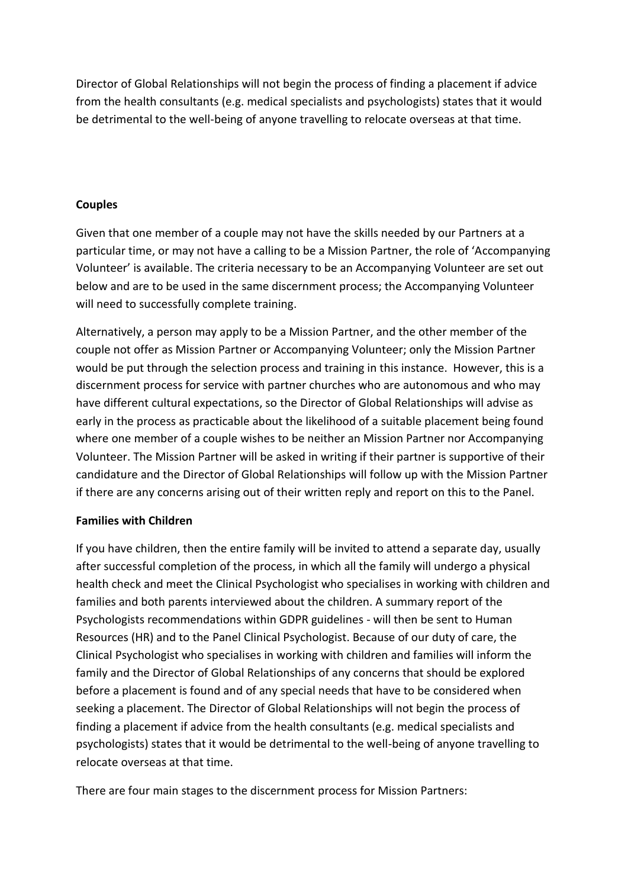Director of Global Relationships will not begin the process of finding a placement if advice from the health consultants (e.g. medical specialists and psychologists) states that it would be detrimental to the well-being of anyone travelling to relocate overseas at that time.

**Couples**

Given that one member of a couple may not have the skills needed by our Partners at a particular time, or may not have a calling to be a Mission Partner, the role of 'Accompanying Volunteer' is available. The criteria necessary to be an Accompanying Volunteer are set out below and are to be used in the same discernment process; the Accompanying Volunteer will need to successfully complete training.

Alternatively, a person may apply to be a Mission Partner, and the other member of the couple not offer as Mission Partner or Accompanying Volunteer; only the Mission Partner would be put through the selection process and training in this instance. However, this is a discernment process for service with partner churches who are autonomous and who may have different cultural expectations, so the Director of Global Relationships will advise as early in the process as practicable about the likelihood of a suitable placement being found where one member of a couple wishes to be neither an Mission Partner nor Accompanying Volunteer. The Mission Partner will be asked in writing if their partner is supportive of their candidature and the Director of Global Relationships will follow up with the Mission Partner if there are any concerns arising out of their written reply and report on this to the Panel.

**Families with Children**

If you have children, then the entire family will be invited to attend a separate day, usually after successful completion of the process, in which all the family will undergo a physical health check and meet the Clinical Psychologist who specialises in working with children and families and both parents interviewed about the children. A summary report of the Psychologists recommendations within GDPR guidelines - will then be sent to Human Resources (HR) and to the Panel Clinical Psychologist. Because of our duty of care, the Clinical Psychologist who specialises in working with children and families will inform the family and the Director of Global Relationships of any concerns that should be explored before a placement is found and of any special needs that have to be considered when seeking a placement. The Director of Global Relationships will not begin the process of finding a placement if advice from the health consultants (e.g. medical specialists and psychologists) states that it would be detrimental to the well-being of anyone travelling to relocate overseas at that time.

There are four main stages to the discernment process for Mission Partners: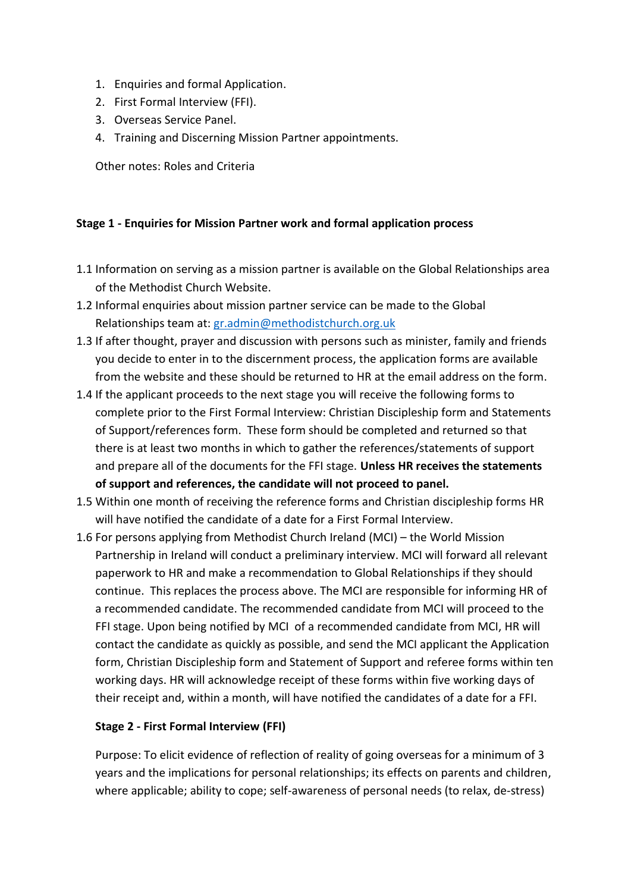1. Enquiries and formal Application.
2. First Formal Interview (FFI).
3. Overseas Service Panel.
4. Training and Discerning Mission Partner appointments.

Other notes: Roles and Criteria

**Stage 1 - Enquiries for Mission Partner work and formal application process**

1.1 Information on serving as a mission partner is available on the Global Relationships area of the Methodist Church Website.

1.2 Informal enquiries about mission partner service can be made to the Global Relationships team at: gr.admin@methodistchurch.org.uk

1.3 If after thought, prayer and discussion with persons such as minister, family and friends you decide to enter in to the discernment process, the application forms are available from the website and these should be returned to HR at the email address on the form.

1.4 If the applicant proceeds to the next stage you will receive the following forms to complete prior to the First Formal Interview: Christian Discipleship form and Statements of Support/references form. These form should be completed and returned so that there is at least two months in which to gather the references/statements of support and prepare all of the documents for the FFI stage. **Unless HR receives the statements of support and references, the candidate will not proceed to panel.**

1.5 Within one month of receiving the reference forms and Christian discipleship forms HR will have notified the candidate of a date for a First Formal Interview.

1.6 For persons applying from Methodist Church Ireland (MCI) – the World Mission Partnership in Ireland will conduct a preliminary interview. MCI will forward all relevant paperwork to HR and make a recommendation to Global Relationships if they should continue. This replaces the process above. The MCI are responsible for informing HR of a recommended candidate. The recommended candidate from MCI will proceed to the FFI stage. Upon being notified by MCI of a recommended candidate from MCI, HR will contact the candidate as quickly as possible, and send the MCI applicant the Application form, Christian Discipleship form and Statement of Support and referee forms within ten working days. HR will acknowledge receipt of these forms within five working days of their receipt and, within a month, will have notified the candidates of a date for a FFI.

**Stage 2 - First Formal Interview (FFI)**

Purpose: To elicit evidence of reflection of reality of going overseas for a minimum of 3 years and the implications for personal relationships; its effects on parents and children, where applicable; ability to cope; self-awareness of personal needs (to relax, de-stress)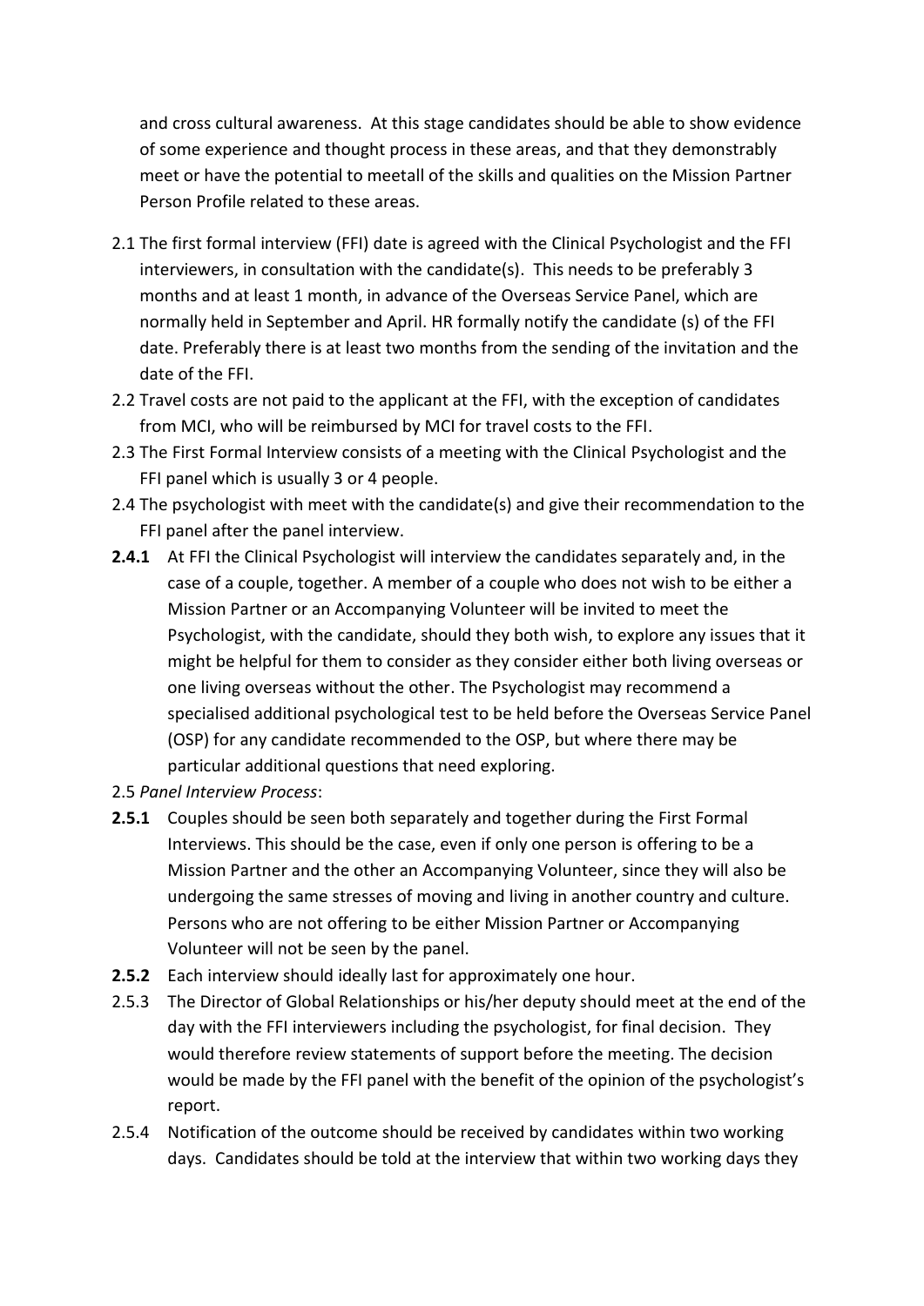and cross cultural awareness. At this stage candidates should be able to show evidence of some experience and thought process in these areas, and that they demonstrably meet or have the potential to meetall of the skills and qualities on the Mission Partner Person Profile related to these areas.

2.1 The first formal interview (FFI) date is agreed with the Clinical Psychologist and the FFI interviewers, in consultation with the candidate(s). This needs to be preferably 3 months and at least 1 month, in advance of the Overseas Service Panel, which are normally held in September and April. HR formally notify the candidate (s) of the FFI date. Preferably there is at least two months from the sending of the invitation and the date of the FFI.

2.2 Travel costs are not paid to the applicant at the FFI, with the exception of candidates from MCI, who will be reimbursed by MCI for travel costs to the FFI.

2.3 The First Formal Interview consists of a meeting with the Clinical Psychologist and the FFI panel which is usually 3 or 4 people.

2.4 The psychologist with meet with the candidate(s) and give their recommendation to the FFI panel after the panel interview.

**2.4.1** At FFI the Clinical Psychologist will interview the candidates separately and, in the case of a couple, together. A member of a couple who does not wish to be either a Mission Partner or an Accompanying Volunteer will be invited to meet the Psychologist, with the candidate, should they both wish, to explore any issues that it might be helpful for them to consider as they consider either both living overseas or one living overseas without the other. The Psychologist may recommend a specialised additional psychological test to be held before the Overseas Service Panel (OSP) for any candidate recommended to the OSP, but where there may be particular additional questions that need exploring.

2.5 *Panel Interview Process*:

**2.5.1** Couples should be seen both separately and together during the First Formal Interviews. This should be the case, even if only one person is offering to be a Mission Partner and the other an Accompanying Volunteer, since they will also be undergoing the same stresses of moving and living in another country and culture. Persons who are not offering to be either Mission Partner or Accompanying Volunteer will not be seen by the panel.

**2.5.2** Each interview should ideally last for approximately one hour.

2.5.3 The Director of Global Relationships or his/her deputy should meet at the end of the day with the FFI interviewers including the psychologist, for final decision. They would therefore review statements of support before the meeting. The decision would be made by the FFI panel with the benefit of the opinion of the psychologist's report.

2.5.4 Notification of the outcome should be received by candidates within two working days. Candidates should be told at the interview that within two working days they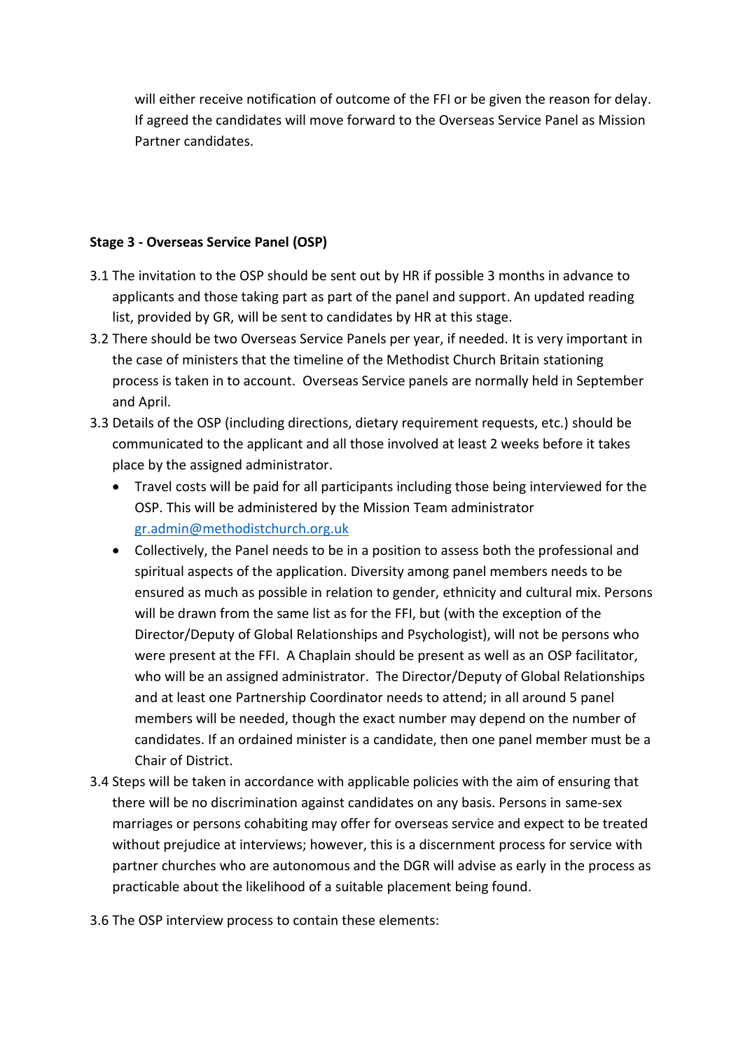will either receive notification of outcome of the FFI or be given the reason for delay. If agreed the candidates will move forward to the Overseas Service Panel as Mission Partner candidates.

**Stage 3 - Overseas Service Panel (OSP)**

3.1 The invitation to the OSP should be sent out by HR if possible 3 months in advance to applicants and those taking part as part of the panel and support. An updated reading list, provided by GR, will be sent to candidates by HR at this stage.

3.2 There should be two Overseas Service Panels per year, if needed. It is very important in the case of ministers that the timeline of the Methodist Church Britain stationing process is taken in to account. Overseas Service panels are normally held in September and April.

3.3 Details of the OSP (including directions, dietary requirement requests, etc.) should be communicated to the applicant and all those involved at least 2 weeks before it takes place by the assigned administrator.

- Travel costs will be paid for all participants including those being interviewed for the OSP. This will be administered by the Mission Team administrator gr.admin@methodistchurch.org.uk
- Collectively, the Panel needs to be in a position to assess both the professional and spiritual aspects of the application. Diversity among panel members needs to be ensured as much as possible in relation to gender, ethnicity and cultural mix. Persons will be drawn from the same list as for the FFI, but (with the exception of the Director/Deputy of Global Relationships and Psychologist), will not be persons who were present at the FFI. A Chaplain should be present as well as an OSP facilitator, who will be an assigned administrator. The Director/Deputy of Global Relationships and at least one Partnership Coordinator needs to attend; in all around 5 panel members will be needed, though the exact number may depend on the number of candidates. If an ordained minister is a candidate, then one panel member must be a Chair of District.

3.4 Steps will be taken in accordance with applicable policies with the aim of ensuring that there will be no discrimination against candidates on any basis. Persons in same-sex marriages or persons cohabiting may offer for overseas service and expect to be treated without prejudice at interviews; however, this is a discernment process for service with partner churches who are autonomous and the DGR will advise as early in the process as practicable about the likelihood of a suitable placement being found.

3.6 The OSP interview process to contain these elements: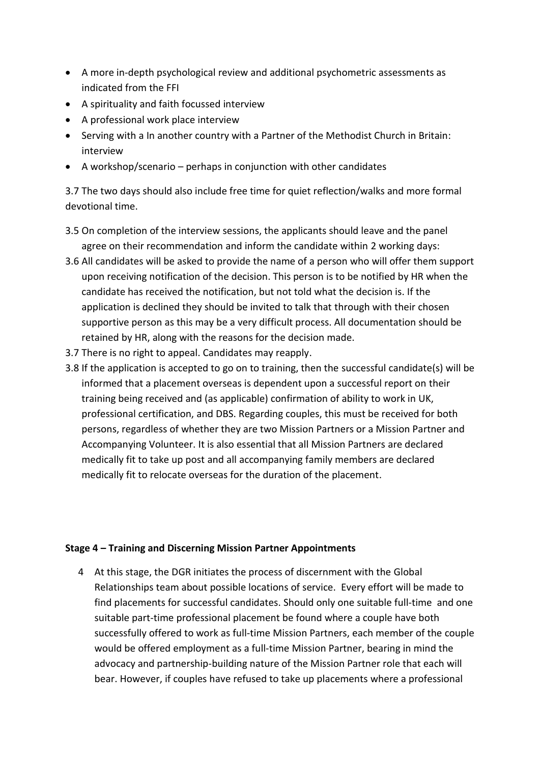- A more in-depth psychological review and additional psychometric assessments as indicated from the FFI
- A spirituality and faith focussed interview
- A professional work place interview
- Serving with a In another country with a Partner of the Methodist Church in Britain: interview
- A workshop/scenario – perhaps in conjunction with other candidates

3.7 The two days should also include free time for quiet reflection/walks and more formal devotional time.

3.5 On completion of the interview sessions, the applicants should leave and the panel agree on their recommendation and inform the candidate within 2 working days:

3.6 All candidates will be asked to provide the name of a person who will offer them support upon receiving notification of the decision. This person is to be notified by HR when the candidate has received the notification, but not told what the decision is. If the application is declined they should be invited to talk that through with their chosen supportive person as this may be a very difficult process. All documentation should be retained by HR, along with the reasons for the decision made.

3.7 There is no right to appeal. Candidates may reapply.

3.8 If the application is accepted to go on to training, then the successful candidate(s) will be informed that a placement overseas is dependent upon a successful report on their training being received and (as applicable) confirmation of ability to work in UK, professional certification, and DBS. Regarding couples, this must be received for both persons, regardless of whether they are two Mission Partners or a Mission Partner and Accompanying Volunteer. It is also essential that all Mission Partners are declared medically fit to take up post and all accompanying family members are declared medically fit to relocate overseas for the duration of the placement.

**Stage 4 – Training and Discerning Mission Partner Appointments**

4 At this stage, the DGR initiates the process of discernment with the Global Relationships team about possible locations of service. Every effort will be made to find placements for successful candidates. Should only one suitable full-time and one suitable part-time professional placement be found where a couple have both successfully offered to work as full-time Mission Partners, each member of the couple would be offered employment as a full-time Mission Partner, bearing in mind the advocacy and partnership-building nature of the Mission Partner role that each will bear. However, if couples have refused to take up placements where a professional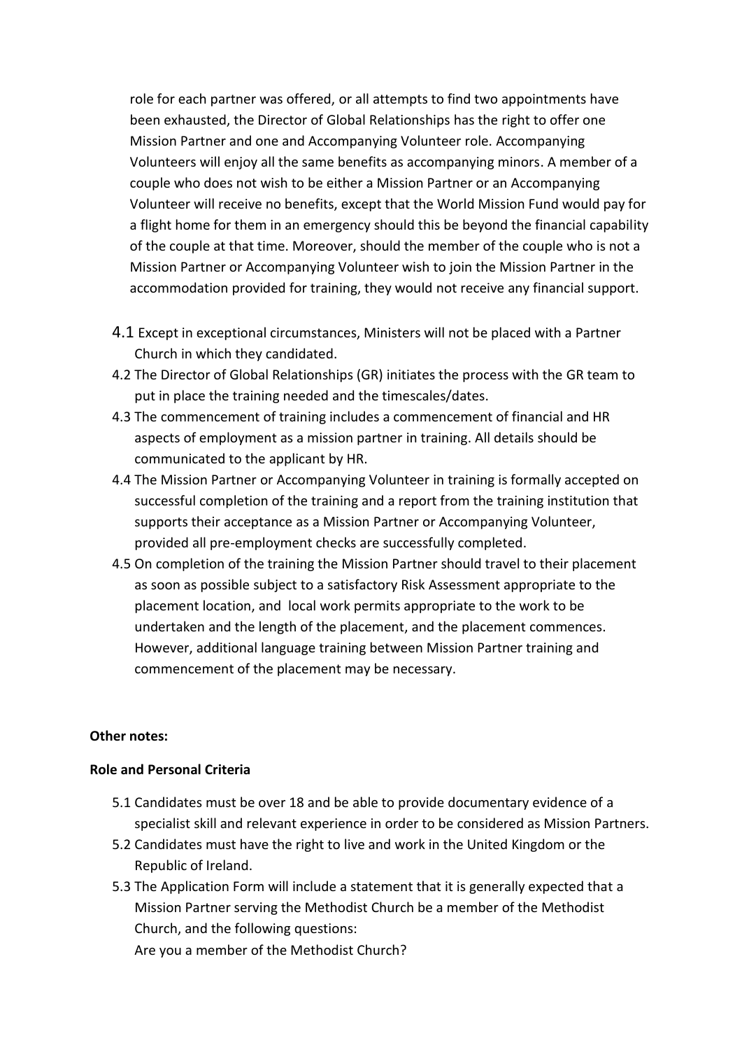role for each partner was offered, or all attempts to find two appointments have been exhausted, the Director of Global Relationships has the right to offer one Mission Partner and one and Accompanying Volunteer role. Accompanying Volunteers will enjoy all the same benefits as accompanying minors. A member of a couple who does not wish to be either a Mission Partner or an Accompanying Volunteer will receive no benefits, except that the World Mission Fund would pay for a flight home for them in an emergency should this be beyond the financial capability of the couple at that time. Moreover, should the member of the couple who is not a Mission Partner or Accompanying Volunteer wish to join the Mission Partner in the accommodation provided for training, they would not receive any financial support.

4.1 Except in exceptional circumstances, Ministers will not be placed with a Partner Church in which they candidated.

4.2 The Director of Global Relationships (GR) initiates the process with the GR team to put in place the training needed and the timescales/dates.

4.3 The commencement of training includes a commencement of financial and HR aspects of employment as a mission partner in training. All details should be communicated to the applicant by HR.

4.4 The Mission Partner or Accompanying Volunteer in training is formally accepted on successful completion of the training and a report from the training institution that supports their acceptance as a Mission Partner or Accompanying Volunteer, provided all pre-employment checks are successfully completed.

4.5 On completion of the training the Mission Partner should travel to their placement as soon as possible subject to a satisfactory Risk Assessment appropriate to the placement location, and local work permits appropriate to the work to be undertaken and the length of the placement, and the placement commences. However, additional language training between Mission Partner training and commencement of the placement may be necessary.

**Other notes:**

**Role and Personal Criteria**

5.1 Candidates must be over 18 and be able to provide documentary evidence of a specialist skill and relevant experience in order to be considered as Mission Partners.

5.2 Candidates must have the right to live and work in the United Kingdom or the Republic of Ireland.

5.3 The Application Form will include a statement that it is generally expected that a Mission Partner serving the Methodist Church be a member of the Methodist Church, and the following questions:
Are you a member of the Methodist Church?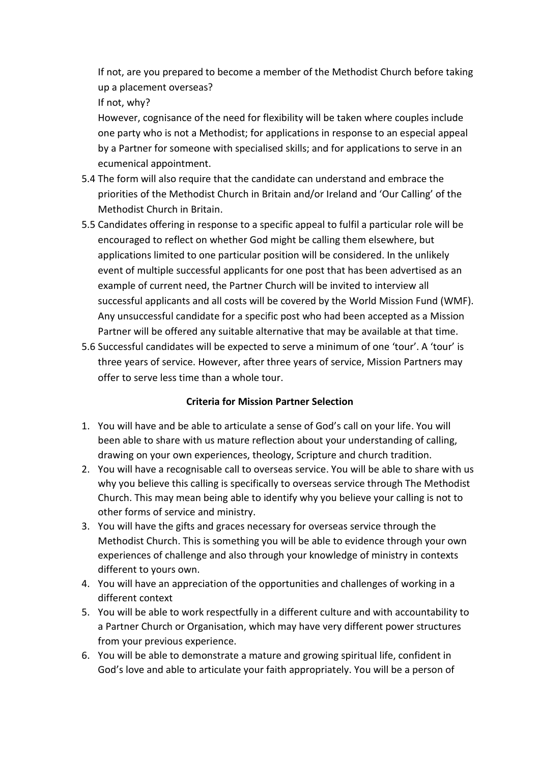If not, are you prepared to become a member of the Methodist Church before taking up a placement overseas?

If not, why?

However, cognisance of the need for flexibility will be taken where couples include one party who is not a Methodist; for applications in response to an especial appeal by a Partner for someone with specialised skills; and for applications to serve in an ecumenical appointment.

5.4 The form will also require that the candidate can understand and embrace the priorities of the Methodist Church in Britain and/or Ireland and 'Our Calling' of the Methodist Church in Britain.

5.5 Candidates offering in response to a specific appeal to fulfil a particular role will be encouraged to reflect on whether God might be calling them elsewhere, but applications limited to one particular position will be considered. In the unlikely event of multiple successful applicants for one post that has been advertised as an example of current need, the Partner Church will be invited to interview all successful applicants and all costs will be covered by the World Mission Fund (WMF). Any unsuccessful candidate for a specific post who had been accepted as a Mission Partner will be offered any suitable alternative that may be available at that time.

5.6 Successful candidates will be expected to serve a minimum of one 'tour'. A 'tour' is three years of service. However, after three years of service, Mission Partners may offer to serve less time than a whole tour.

**Criteria for Mission Partner Selection**

1. You will have and be able to articulate a sense of God's call on your life. You will been able to share with us mature reflection about your understanding of calling, drawing on your own experiences, theology, Scripture and church tradition.
2. You will have a recognisable call to overseas service. You will be able to share with us why you believe this calling is specifically to overseas service through The Methodist Church. This may mean being able to identify why you believe your calling is not to other forms of service and ministry.
3. You will have the gifts and graces necessary for overseas service through the Methodist Church. This is something you will be able to evidence through your own experiences of challenge and also through your knowledge of ministry in contexts different to yours own.
4. You will have an appreciation of the opportunities and challenges of working in a different context
5. You will be able to work respectfully in a different culture and with accountability to a Partner Church or Organisation, which may have very different power structures from your previous experience.
6. You will be able to demonstrate a mature and growing spiritual life, confident in God's love and able to articulate your faith appropriately. You will be a person of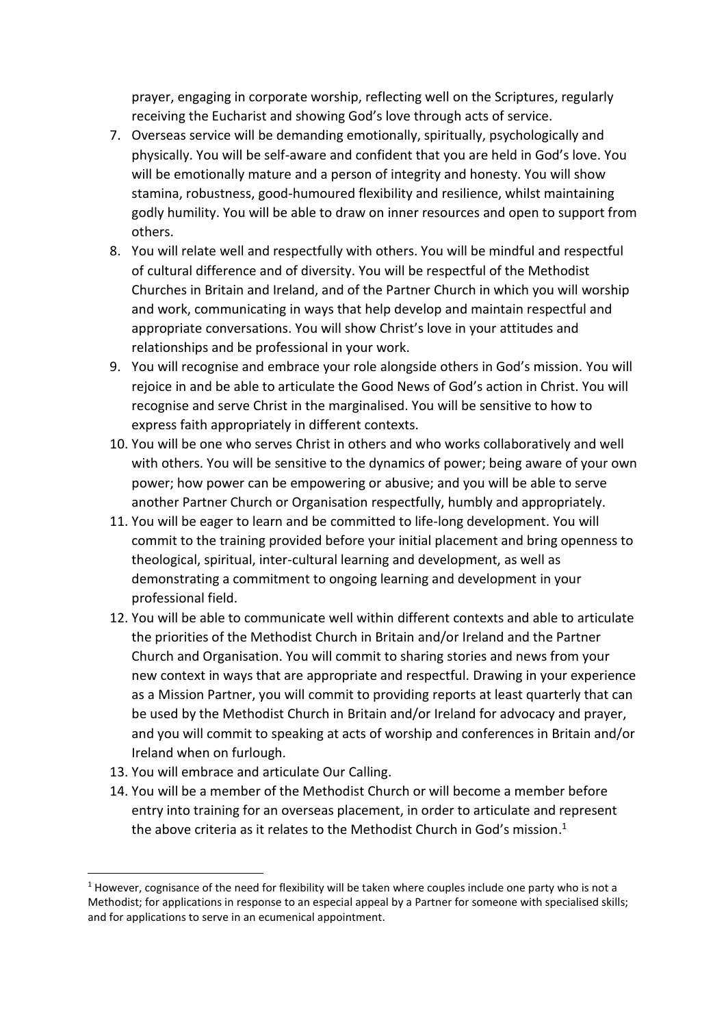prayer, engaging in corporate worship, reflecting well on the Scriptures, regularly receiving the Eucharist and showing God's love through acts of service.

7. Overseas service will be demanding emotionally, spiritually, psychologically and physically. You will be self-aware and confident that you are held in God's love. You will be emotionally mature and a person of integrity and honesty. You will show stamina, robustness, good-humoured flexibility and resilience, whilst maintaining godly humility. You will be able to draw on inner resources and open to support from others.
8. You will relate well and respectfully with others. You will be mindful and respectful of cultural difference and of diversity. You will be respectful of the Methodist Churches in Britain and Ireland, and of the Partner Church in which you will worship and work, communicating in ways that help develop and maintain respectful and appropriate conversations. You will show Christ's love in your attitudes and relationships and be professional in your work.
9. You will recognise and embrace your role alongside others in God's mission. You will rejoice in and be able to articulate the Good News of God's action in Christ. You will recognise and serve Christ in the marginalised. You will be sensitive to how to express faith appropriately in different contexts.
10. You will be one who serves Christ in others and who works collaboratively and well with others. You will be sensitive to the dynamics of power; being aware of your own power; how power can be empowering or abusive; and you will be able to serve another Partner Church or Organisation respectfully, humbly and appropriately.
11. You will be eager to learn and be committed to life-long development. You will commit to the training provided before your initial placement and bring openness to theological, spiritual, inter-cultural learning and development, as well as demonstrating a commitment to ongoing learning and development in your professional field.
12. You will be able to communicate well within different contexts and able to articulate the priorities of the Methodist Church in Britain and/or Ireland and the Partner Church and Organisation. You will commit to sharing stories and news from your new context in ways that are appropriate and respectful. Drawing in your experience as a Mission Partner, you will commit to providing reports at least quarterly that can be used by the Methodist Church in Britain and/or Ireland for advocacy and prayer, and you will commit to speaking at acts of worship and conferences in Britain and/or Ireland when on furlough.
13. You will embrace and articulate Our Calling.
14. You will be a member of the Methodist Church or will become a member before entry into training for an overseas placement, in order to articulate and represent the above criteria as it relates to the Methodist Church in God's mission.[1]

[1] However, cognisance of the need for flexibility will be taken where couples include one party who is not a Methodist; for applications in response to an especial appeal by a Partner for someone with specialised skills; and for applications to serve in an ecumenical appointment.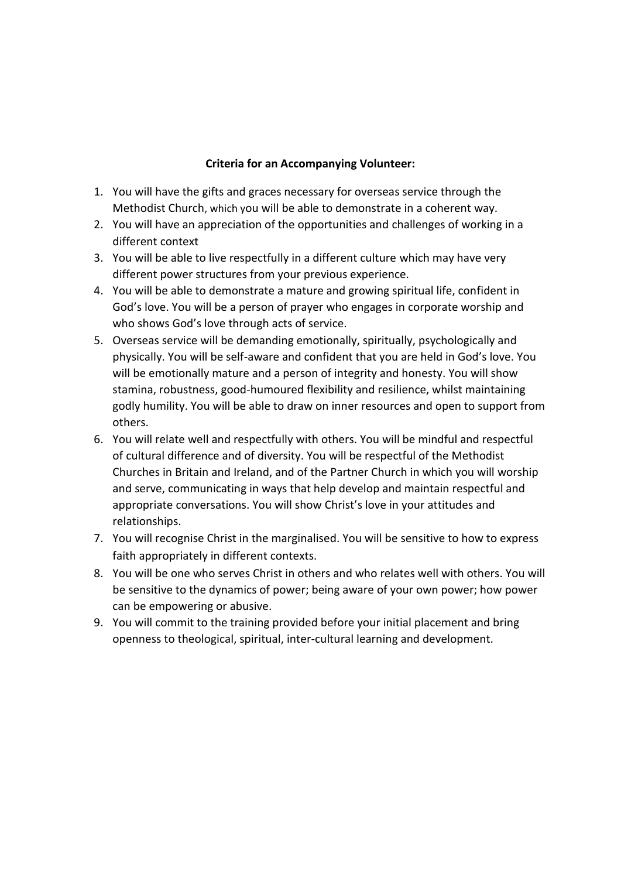**Criteria for an Accompanying Volunteer:**

1. You will have the gifts and graces necessary for overseas service through the Methodist Church, which you will be able to demonstrate in a coherent way.
2. You will have an appreciation of the opportunities and challenges of working in a different context
3. You will be able to live respectfully in a different culture which may have very different power structures from your previous experience.
4. You will be able to demonstrate a mature and growing spiritual life, confident in God's love. You will be a person of prayer who engages in corporate worship and who shows God's love through acts of service.
5. Overseas service will be demanding emotionally, spiritually, psychologically and physically. You will be self-aware and confident that you are held in God's love. You will be emotionally mature and a person of integrity and honesty. You will show stamina, robustness, good-humoured flexibility and resilience, whilst maintaining godly humility. You will be able to draw on inner resources and open to support from others.
6. You will relate well and respectfully with others. You will be mindful and respectful of cultural difference and of diversity. You will be respectful of the Methodist Churches in Britain and Ireland, and of the Partner Church in which you will worship and serve, communicating in ways that help develop and maintain respectful and appropriate conversations. You will show Christ's love in your attitudes and relationships.
7. You will recognise Christ in the marginalised. You will be sensitive to how to express faith appropriately in different contexts.
8. You will be one who serves Christ in others and who relates well with others. You will be sensitive to the dynamics of power; being aware of your own power; how power can be empowering or abusive.
9. You will commit to the training provided before your initial placement and bring openness to theological, spiritual, inter-cultural learning and development.